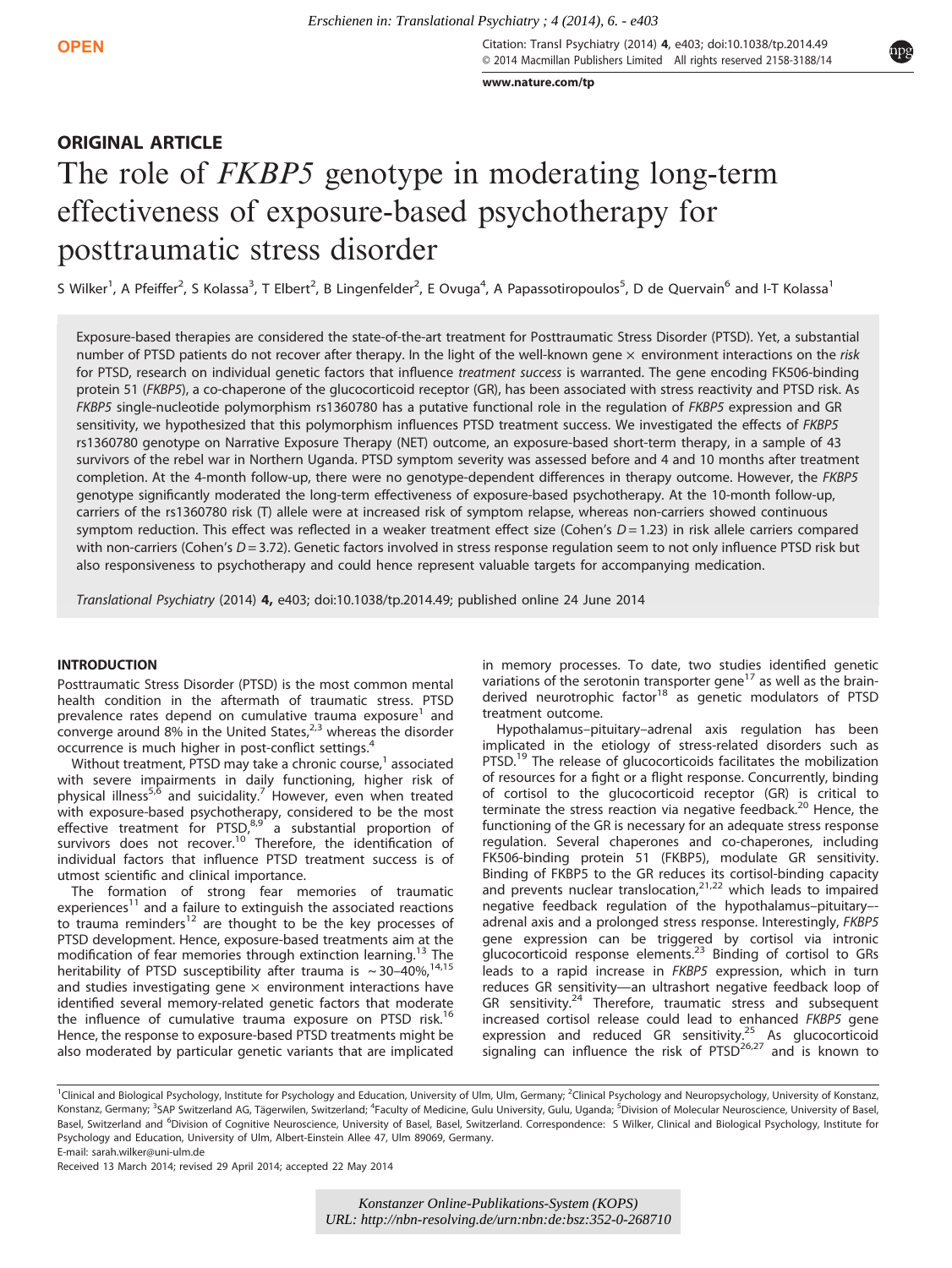ORIGINAL ARTICLE

# The role of *FKBP5* genotype in moderating long-term effectiveness of exposure-based psychotherapy for posttraumatic stress disorder

S Wilker[1], A Pfeiffer[2], S Kolassa[3], T Elbert[2], B Lingenfelder[2], E Ovuga[4], A Papassotiropoulos[5], D de Quervain[6] and I-T Kolassa[1]

Exposure-based therapies are considered the state-of-the-art treatment for Posttraumatic Stress Disorder (PTSD). Yet, a substantial number of PTSD patients do not recover after therapy. In the light of the well-known gene × environment interactions on the *risk* for PTSD, research on individual genetic factors that influence *treatment success* is warranted. The gene encoding FK506-binding protein 51 (*FKBP5*), a co-chaperone of the glucocorticoid receptor (GR), has been associated with stress reactivity and PTSD risk. As *FKBP5* single-nucleotide polymorphism rs1360780 has a putative functional role in the regulation of *FKBP5* expression and GR sensitivity, we hypothesized that this polymorphism influences PTSD treatment success. We investigated the effects of *FKBP5* rs1360780 genotype on Narrative Exposure Therapy (NET) outcome, an exposure-based short-term therapy, in a sample of 43 survivors of the rebel war in Northern Uganda. PTSD symptom severity was assessed before and 4 and 10 months after treatment completion. At the 4-month follow-up, there were no genotype-dependent differences in therapy outcome. However, the *FKBP5* genotype significantly moderated the long-term effectiveness of exposure-based psychotherapy. At the 10-month follow-up, carriers of the rs1360780 risk (T) allele were at increased risk of symptom relapse, whereas non-carriers showed continuous symptom reduction. This effect was reflected in a weaker treatment effect size (Cohen's $D = 1.23$) in risk allele carriers compared with non-carriers (Cohen's $D = 3.72$). Genetic factors involved in stress response regulation seem to not only influence PTSD risk but also responsiveness to psychotherapy and could hence represent valuable targets for accompanying medication.

*Translational Psychiatry* (2014) **4**, e403; doi:10.1038/tp.2014.49; published online 24 June 2014

## INTRODUCTION

Posttraumatic Stress Disorder (PTSD) is the most common mental health condition in the aftermath of traumatic stress. PTSD prevalence rates depend on cumulative trauma exposure[1] and converge around 8% in the United States,[2,3] whereas the disorder occurrence is much higher in post-conflict settings.[4]

Without treatment, PTSD may take a chronic course,[1] associated with severe impairments in daily functioning, higher risk of physical illness[5,6] and suicidality.[7] However, even when treated with exposure-based psychotherapy, considered to be the most effective treatment for PTSD,[8,9] a substantial proportion of survivors does not recover.[10] Therefore, the identification of individual factors that influence PTSD treatment success is of utmost scientific and clinical importance.

The formation of strong fear memories of traumatic experiences[11] and a failure to extinguish the associated reactions to trauma reminders[12] are thought to be the key processes of PTSD development. Hence, exposure-based treatments aim at the modification of fear memories through extinction learning.[13] The heritability of PTSD susceptibility after trauma is ~30–40%,[14,15] and studies investigating gene × environment interactions have identified several memory-related genetic factors that moderate the influence of cumulative trauma exposure on PTSD risk.[16] Hence, the response to exposure-based PTSD treatments might be also moderated by particular genetic variants that are implicated in memory processes. To date, two studies identified genetic variations of the serotonin transporter gene[17] as well as the brain-derived neurotrophic factor[18] as genetic modulators of PTSD treatment outcome.

Hypothalamus–pituitary–adrenal axis regulation has been implicated in the etiology of stress-related disorders such as PTSD.[19] The release of glucocorticoids facilitates the mobilization of resources for a fight or a flight response. Concurrently, binding of cortisol to the glucocorticoid receptor (GR) is critical to terminate the stress reaction via negative feedback.[20] Hence, the functioning of the GR is necessary for an adequate stress response regulation. Several chaperones and co-chaperones, including FK506-binding protein 51 (FKBP5), modulate GR sensitivity. Binding of FKBP5 to the GR reduces its cortisol-binding capacity and prevents nuclear translocation,[21,22] which leads to impaired negative feedback regulation of the hypothalamus–pituitary–adrenal axis and a prolonged stress response. Interestingly, *FKBP5* gene expression can be triggered by cortisol via intronic glucocorticoid response elements.[23] Binding of cortisol to GRs leads to a rapid increase in *FKBP5* expression, which in turn reduces GR sensitivity—an ultrashort negative feedback loop of GR sensitivity.[24] Therefore, traumatic stress and subsequent increased cortisol release could lead to enhanced *FKBP5* gene expression and reduced GR sensitivity.[25] As glucocorticoid signaling can influence the risk of PTSD[26,27] and is known to

[1]Clinical and Biological Psychology, Institute for Psychology and Education, University of Ulm, Ulm, Germany; [2]Clinical Psychology and Neuropsychology, University of Konstanz, Konstanz, Germany; [3]SAP Switzerland AG, Tägerwilen, Switzerland; [4]Faculty of Medicine, Gulu University, Gulu, Uganda; [5]Division of Molecular Neuroscience, University of Basel, Basel, Switzerland and [6]Division of Cognitive Neuroscience, University of Basel, Basel, Switzerland. Correspondence: S Wilker, Clinical and Biological Psychology, Institute for Psychology and Education, University of Ulm, Albert-Einstein Allee 47, Ulm 89069, Germany.
E-mail: sarah.wilker@uni-ulm.de

Received 13 March 2014; revised 29 April 2014; accepted 22 May 2014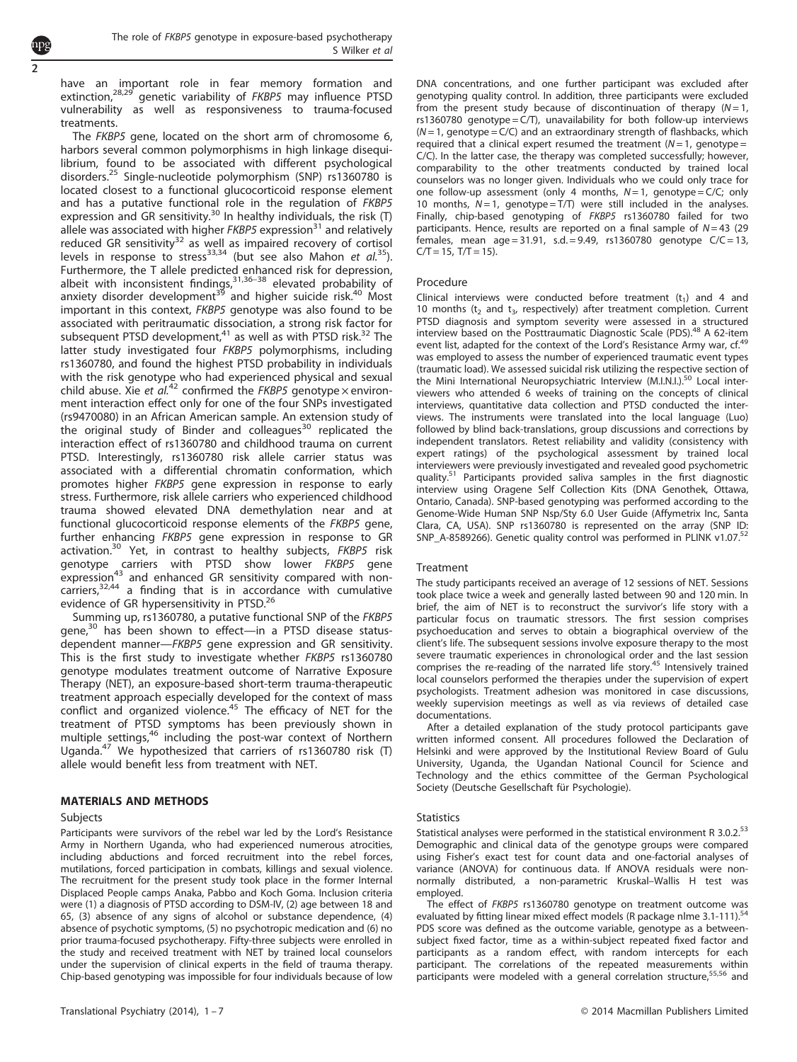have an important role in fear memory formation and extinction,[28,29] genetic variability of *FKBP5* may influence PTSD vulnerability as well as responsiveness to trauma-focused treatments.

The *FKBP5* gene, located on the short arm of chromosome 6, harbors several common polymorphisms in high linkage disequilibrium, found to be associated with different psychological disorders.[25] Single-nucleotide polymorphism (SNP) rs1360780 is located closest to a functional glucocorticoid response element and has a putative functional role in the regulation of *FKBP5* expression and GR sensitivity.[30] In healthy individuals, the risk (T) allele was associated with higher *FKBP5* expression[31] and relatively reduced GR sensitivity[32] as well as impaired recovery of cortisol levels in response to stress[33,34] (but see also Mahon *et al.*[35]). Furthermore, the T allele predicted enhanced risk for depression, albeit with inconsistent findings,[31,36–38] elevated probability of anxiety disorder development[39] and higher suicide risk.[40] Most important in this context, *FKBP5* genotype was also found to be associated with peritraumatic dissociation, a strong risk factor for subsequent PTSD development,[41] as well as with PTSD risk.[32] The latter study investigated four *FKBP5* polymorphisms, including rs1360780, and found the highest PTSD probability in individuals with the risk genotype who had experienced physical and sexual child abuse. Xie *et al.*[42] confirmed the *FKBP5* genotype × environment interaction effect only for one of the four SNPs investigated (rs9470080) in an African American sample. An extension study of the original study of Binder and colleagues[30] replicated the interaction effect of rs1360780 and childhood trauma on current PTSD. Interestingly, rs1360780 risk allele carrier status was associated with a differential chromatin conformation, which promotes higher *FKBP5* gene expression in response to early stress. Furthermore, risk allele carriers who experienced childhood trauma showed elevated DNA demethylation near and at functional glucocorticoid response elements of the *FKBP5* gene, further enhancing *FKBP5* gene expression in response to GR activation.[30] Yet, in contrast to healthy subjects, *FKBP5* risk genotype carriers with PTSD show lower *FKBP5* gene expression[43] and enhanced GR sensitivity compared with non-carriers,[32,44] a finding that is in accordance with cumulative evidence of GR hypersensitivity in PTSD.[26]

Summing up, rs1360780, a putative functional SNP of the *FKBP5* gene,[30] has been shown to effect—in a PTSD disease status-dependent manner—*FKBP5* gene expression and GR sensitivity. This is the first study to investigate whether *FKBP5* rs1360780 genotype modulates treatment outcome of Narrative Exposure Therapy (NET), an exposure-based short-term trauma-therapeutic treatment approach especially developed for the context of mass conflict and organized violence.[45] The efficacy of NET for the treatment of PTSD symptoms has been previously shown in multiple settings,[46] including the post-war context of Northern Uganda.[47] We hypothesized that carriers of rs1360780 risk (T) allele would benefit less from treatment with NET.

## MATERIALS AND METHODS

### Subjects

Participants were survivors of the rebel war led by the Lord's Resistance Army in Northern Uganda, who had experienced numerous atrocities, including abductions and forced recruitment into the rebel forces, mutilations, forced participation in combats, killings and sexual violence. The recruitment for the present study took place in the former Internal Displaced People camps Anaka, Pabbo and Koch Goma. Inclusion criteria were (1) a diagnosis of PTSD according to DSM-IV, (2) age between 18 and 65, (3) absence of any signs of alcohol or substance dependence, (4) absence of psychotic symptoms, (5) no psychotropic medication and (6) no prior trauma-focused psychotherapy. Fifty-three subjects were enrolled in the study and received treatment with NET by trained local counselors under the supervision of clinical experts in the field of trauma therapy. Chip-based genotyping was impossible for four individuals because of low DNA concentrations, and one further participant was excluded after genotyping quality control. In addition, three participants were excluded from the present study because of discontinuation of therapy ($N = 1$, rs1360780 genotype = C/T), unavailability for both follow-up interviews ($N = 1$, genotype = C/C) and an extraordinary strength of flashbacks, which required that a clinical expert resumed the treatment ($N = 1$, genotype = C/C). In the latter case, the therapy was completed successfully; however, comparability to the other treatments conducted by trained local counselors was no longer given. Individuals who we could only trace for one follow-up assessment (only 4 months, $N = 1$, genotype = C/C; only 10 months, $N = 1$, genotype = T/T) were still included in the analyses. Finally, chip-based genotyping of *FKBP5* rs1360780 failed for two participants. Hence, results are reported on a final sample of $N = 43$ (29 females, mean age = 31.91, s.d. = 9.49, rs1360780 genotype C/C = 13, C/T = 15, T/T = 15).

### Procedure

Clinical interviews were conducted before treatment ($t_1$) and 4 and 10 months ($t_2$ and $t_3$, respectively) after treatment completion. Current PTSD diagnosis and symptom severity were assessed in a structured interview based on the Posttraumatic Diagnostic Scale (PDS).[48] A 62-item event list, adapted for the context of the Lord's Resistance Army war, cf.[49] was employed to assess the number of experienced traumatic event types (traumatic load). We assessed suicidal risk utilizing the respective section of the Mini International Neuropsychiatric Interview (M.I.N.I.).[50] Local interviewers who attended 6 weeks of training on the concepts of clinical interviews, quantitative data collection and PTSD conducted the interviews. The instruments were translated into the local language (Luo) followed by blind back-translations, group discussions and corrections by independent translators. Retest reliability and validity (consistency with expert ratings) of the psychological assessment by trained local interviewers were previously investigated and revealed good psychometric quality.[51] Participants provided saliva samples in the first diagnostic interview using Oragene Self Collection Kits (DNA Genothek, Ottawa, Ontario, Canada). SNP-based genotyping was performed according to the Genome-Wide Human SNP Nsp/Sty 6.0 User Guide (Affymetrix Inc, Santa Clara, CA, USA). SNP rs1360780 is represented on the array (SNP ID: SNP_A-8589266). Genetic quality control was performed in PLINK v1.07.[52]

### Treatment

The study participants received an average of 12 sessions of NET. Sessions took place twice a week and generally lasted between 90 and 120 min. In brief, the aim of NET is to reconstruct the survivor's life story with a particular focus on traumatic stressors. The first session comprises psychoeducation and serves to obtain a biographical overview of the client's life. The subsequent sessions involve exposure therapy to the most severe traumatic experiences in chronological order and the last session comprises the re-reading of the narrated life story.[45] Intensively trained local counselors performed the therapies under the supervision of expert psychologists. Treatment adhesion was monitored in case discussions, weekly supervision meetings as well as via reviews of detailed case documentations.

After a detailed explanation of the study protocol participants gave written informed consent. All procedures followed the Declaration of Helsinki and were approved by the Institutional Review Board of Gulu University, Uganda, the Ugandan National Council for Science and Technology and the ethics committee of the German Psychological Society (Deutsche Gesellschaft für Psychologie).

### Statistics

Statistical analyses were performed in the statistical environment R 3.0.2.[53] Demographic and clinical data of the genotype groups were compared using Fisher's exact test for count data and one-factorial analyses of variance (ANOVA) for continuous data. If ANOVA residuals were non-normally distributed, a non-parametric Kruskal–Wallis H test was employed.

The effect of *FKBP5* rs1360780 genotype on treatment outcome was evaluated by fitting linear mixed effect models (R package nlme 3.1-111).[54] PDS score was defined as the outcome variable, genotype as a between-subject fixed factor, time as a within-subject repeated fixed factor and participants as a random effect, with random intercepts for each participant. The correlations of the repeated measurements within participants were modeled with a general correlation structure,[55,56] and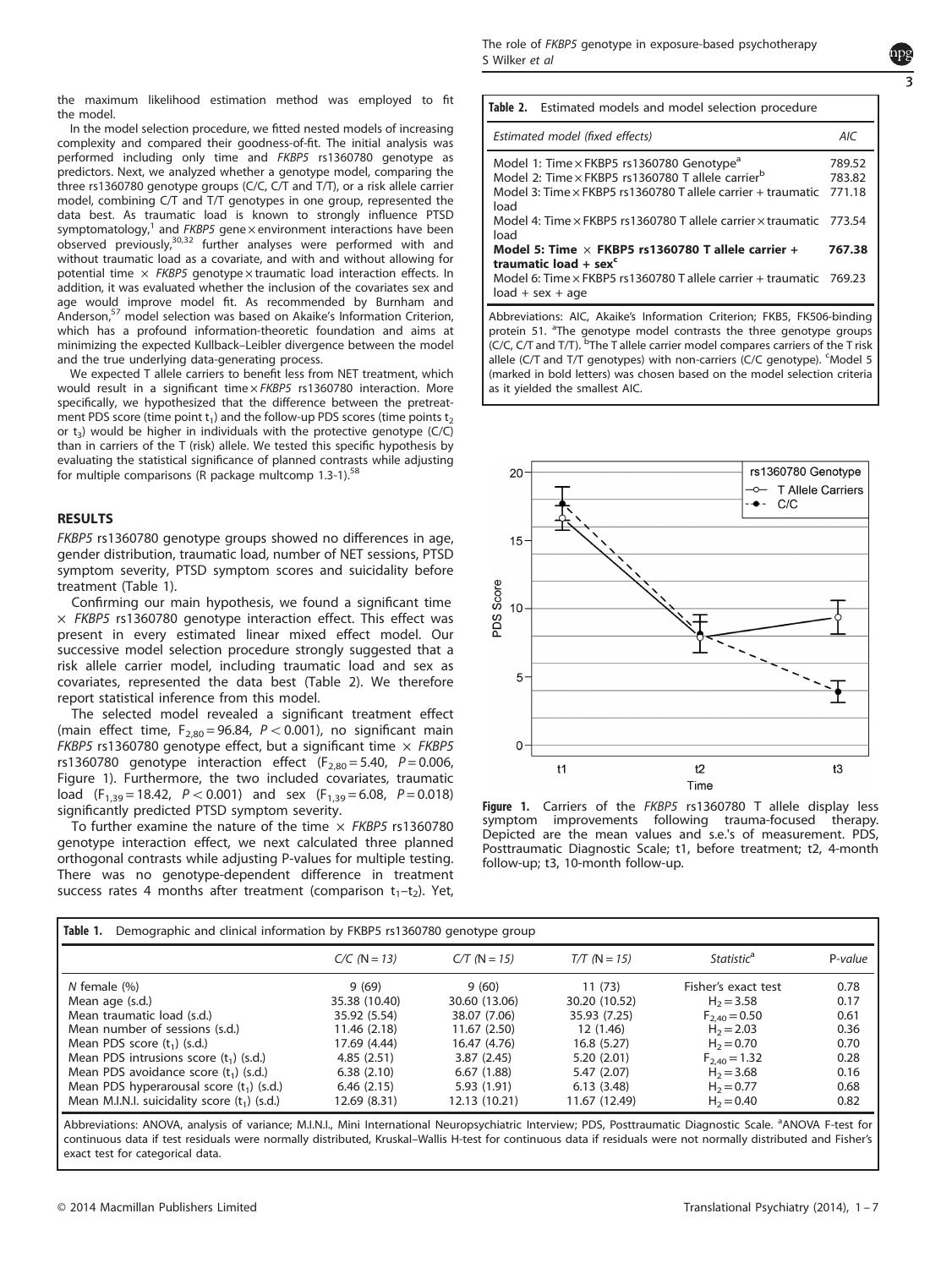the maximum likelihood estimation method was employed to fit the model.

In the model selection procedure, we fitted nested models of increasing complexity and compared their goodness-of-fit. The initial analysis was performed including only time and *FKBP5* rs1360780 genotype as predictors. Next, we analyzed whether a genotype model, comparing the three rs1360780 genotype groups (C/C, C/T and T/T), or a risk allele carrier model, combining C/T and T/T genotypes in one group, represented the data best. As traumatic load is known to strongly influence PTSD symptomatology,[1] and *FKBP5* gene × environment interactions have been observed previously,[30,32] further analyses were performed with and without traumatic load as a covariate, and with and without allowing for potential time × *FKBP5* genotype × traumatic load interaction effects. In addition, it was evaluated whether the inclusion of the covariates sex and age would improve model fit. As recommended by Burnham and Anderson,[57] model selection was based on Akaike's Information Criterion, which has a profound information-theoretic foundation and aims at minimizing the expected Kullback–Leibler divergence between the model and the true underlying data-generating process.

We expected T allele carriers to benefit less from NET treatment, which would result in a significant time × *FKBP5* rs1360780 interaction. More specifically, we hypothesized that the difference between the pretreatment PDS score (time point $t_1$) and the follow-up PDS scores (time points $t_2$ or $t_3$) would be higher in individuals with the protective genotype (C/C) than in carriers of the T (risk) allele. We tested this specific hypothesis by evaluating the statistical significance of planned contrasts while adjusting for multiple comparisons (R package multcomp 1.3-1).[58]

## RESULTS

*FKBP5* rs1360780 genotype groups showed no differences in age, gender distribution, traumatic load, number of NET sessions, PTSD symptom severity, PTSD symptom scores and suicidality before treatment (Table 1).

Confirming our main hypothesis, we found a significant time × *FKBP5* rs1360780 genotype interaction effect. This effect was present in every estimated linear mixed effect model. Our successive model selection procedure strongly suggested that a risk allele carrier model, including traumatic load and sex as covariates, represented the data best (Table 2). We therefore report statistical inference from this model.

The selected model revealed a significant treatment effect (main effect time, $F_{2,80} = 96.84$, $P < 0.001$), no significant main *FKBP5* rs1360780 genotype effect, but a significant time × *FKBP5* rs1360780 genotype interaction effect ($F_{2,80} = 5.40$, $P = 0.006$, Figure 1). Furthermore, the two included covariates, traumatic load ($F_{1,39} = 18.42$, $P < 0.001$) and sex ($F_{1,39} = 6.08$, $P = 0.018$) significantly predicted PTSD symptom severity.

To further examine the nature of the time × *FKBP5* rs1360780 genotype interaction effect, we next calculated three planned orthogonal contrasts while adjusting P-values for multiple testing. There was no genotype-dependent difference in treatment success rates 4 months after treatment (comparison $t_1$–$t_2$). Yet,

**Table 2.** Estimated models and model selection procedure

| *Estimated model (fixed effects)* | *AIC* |
|---|---|
| Model 1: Time × FKBP5 rs1360780 Genotype[a] | 789.52 |
| Model 2: Time × FKBP5 rs1360780 T allele carrier[b] | 783.82 |
| Model 3: Time × FKBP5 rs1360780 T allele carrier + traumatic load | 771.18 |
| Model 4: Time × FKBP5 rs1360780 T allele carrier × traumatic load | 773.54 |
| **Model 5: Time × FKBP5 rs1360780 T allele carrier + traumatic load + sex[c]** | **767.38** |
| Model 6: Time × FKBP5 rs1360780 T allele carrier + traumatic load + sex + age | 769.23 |

Abbreviations: AIC, Akaike's Information Criterion; FKB5, FK506-binding protein 51. [a]The genotype model contrasts the three genotype groups (C/C, C/T and T/T). [b]The T allele carrier model compares carriers of the T risk allele (C/T and T/T genotypes) with non-carriers (C/C genotype). [c]Model 5 (marked in bold letters) was chosen based on the model selection criteria as it yielded the smallest AIC.

**Figure 1.** Carriers of the *FKBP5* rs1360780 T allele display less symptom improvements following trauma-focused therapy. Depicted are the mean values and s.e.'s of measurement. PDS, Posttraumatic Diagnostic Scale; t1, before treatment; t2, 4-month follow-up; t3, 10-month follow-up.

**Table 1.** Demographic and clinical information by FKBP5 rs1360780 genotype group

| | *C/C (N = 13)* | *C/T (N = 15)* | *T/T (N = 15)* | *Statistic*[a] | *P-value* |
|---|---|---|---|---|---|
| *N* female (%) | 9 (69) | 9 (60) | 11 (73) | Fisher's exact test | 0.78 |
| Mean age (s.d.) | 35.38 (10.40) | 30.60 (13.06) | 30.20 (10.52) | $H_2 = 3.58$ | 0.17 |
| Mean traumatic load (s.d.) | 35.92 (5.54) | 38.07 (7.06) | 35.93 (7.25) | $F_{2,40} = 0.50$ | 0.61 |
| Mean number of sessions (s.d.) | 11.46 (2.18) | 11.67 (2.50) | 12 (1.46) | $H_2 = 2.03$ | 0.36 |
| Mean PDS score ($t_1$) (s.d.) | 17.69 (4.44) | 16.47 (4.76) | 16.8 (5.27) | $H_2 = 0.70$ | 0.70 |
| Mean PDS intrusions score ($t_1$) (s.d.) | 4.85 (2.51) | 3.87 (2.45) | 5.20 (2.01) | $F_{2,40} = 1.32$ | 0.28 |
| Mean PDS avoidance score ($t_1$) (s.d.) | 6.38 (2.10) | 6.67 (1.88) | 5.47 (2.07) | $H_2 = 3.68$ | 0.16 |
| Mean PDS hyperarousal score ($t_1$) (s.d.) | 6.46 (2.15) | 5.93 (1.91) | 6.13 (3.48) | $H_2 = 0.77$ | 0.68 |
| Mean M.I.N.I. suicidality score ($t_1$) (s.d.) | 12.69 (8.31) | 12.13 (10.21) | 11.67 (12.49) | $H_2 = 0.40$ | 0.82 |

Abbreviations: ANOVA, analysis of variance; M.I.N.I., Mini International Neuropsychiatric Interview; PDS, Posttraumatic Diagnostic Scale. [a]ANOVA F-test for continuous data if test residuals were normally distributed, Kruskal–Wallis H-test for continuous data if residuals were not normally distributed and Fisher's exact test for categorical data.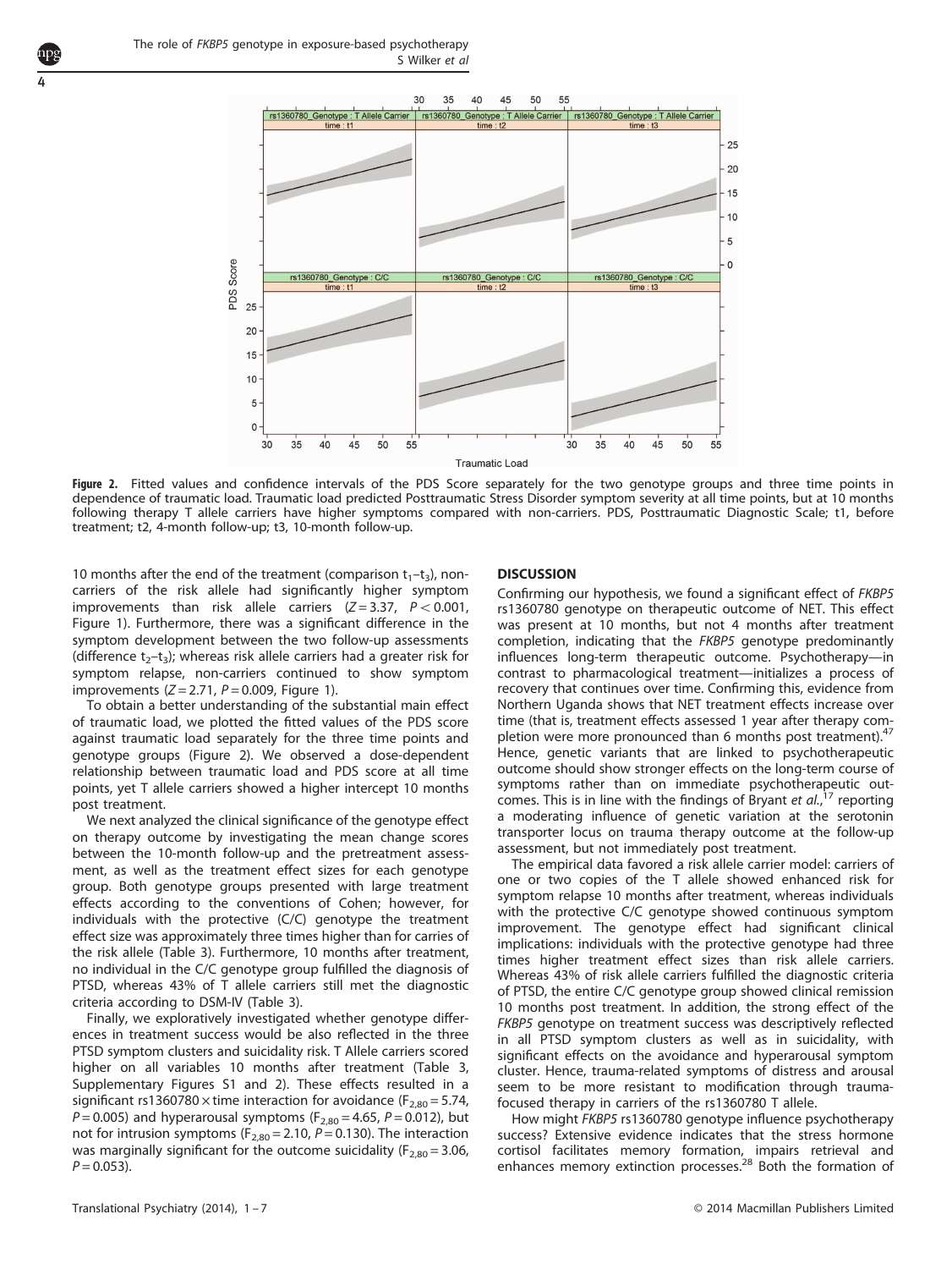**Figure 2.** Fitted values and confidence intervals of the PDS Score separately for the two genotype groups and three time points in dependence of traumatic load. Traumatic load predicted Posttraumatic Stress Disorder symptom severity at all time points, but at 10 months following therapy T allele carriers have higher symptoms compared with non-carriers. PDS, Posttraumatic Diagnostic Scale; t1, before treatment; t2, 4-month follow-up; t3, 10-month follow-up.

10 months after the end of the treatment (comparison $t_1$–$t_3$), non-carriers of the risk allele had significantly higher symptom improvements than risk allele carriers ($Z = 3.37$, $P < 0.001$, Figure 1). Furthermore, there was a significant difference in the symptom development between the two follow-up assessments (difference $t_2$–$t_3$); whereas risk allele carriers had a greater risk for symptom relapse, non-carriers continued to show symptom improvements ($Z = 2.71$, $P = 0.009$, Figure 1).

To obtain a better understanding of the substantial main effect of traumatic load, we plotted the fitted values of the PDS score against traumatic load separately for the three time points and genotype groups (Figure 2). We observed a dose-dependent relationship between traumatic load and PDS score at all time points, yet T allele carriers showed a higher intercept 10 months post treatment.

We next analyzed the clinical significance of the genotype effect on therapy outcome by investigating the mean change scores between the 10-month follow-up and the pretreatment assessment, as well as the treatment effect sizes for each genotype group. Both genotype groups presented with large treatment effects according to the conventions of Cohen; however, for individuals with the protective (C/C) genotype the treatment effect size was approximately three times higher than for carries of the risk allele (Table 3). Furthermore, 10 months after treatment, no individual in the C/C genotype group fulfilled the diagnosis of PTSD, whereas 43% of T allele carriers still met the diagnostic criteria according to DSM-IV (Table 3).

Finally, we exploratively investigated whether genotype differences in treatment success would be also reflected in the three PTSD symptom clusters and suicidality risk. T Allele carriers scored higher on all variables 10 months after treatment (Table 3, Supplementary Figures S1 and 2). These effects resulted in a significant rs1360780 × time interaction for avoidance ($F_{2,80} = 5.74$, $P = 0.005$) and hyperarousal symptoms ($F_{2,80} = 4.65$, $P = 0.012$), but not for intrusion symptoms ($F_{2,80} = 2.10$, $P = 0.130$). The interaction was marginally significant for the outcome suicidality ($F_{2,80} = 3.06$, $P = 0.053$).

## DISCUSSION

Confirming our hypothesis, we found a significant effect of *FKBP5* rs1360780 genotype on therapeutic outcome of NET. This effect was present at 10 months, but not 4 months after treatment completion, indicating that the *FKBP5* genotype predominantly influences long-term therapeutic outcome. Psychotherapy—in contrast to pharmacological treatment—initializes a process of recovery that continues over time. Confirming this, evidence from Northern Uganda shows that NET treatment effects increase over time (that is, treatment effects assessed 1 year after therapy completion were more pronounced than 6 months post treatment).[47] Hence, genetic variants that are linked to psychotherapeutic outcome should show stronger effects on the long-term course of symptoms rather than on immediate psychotherapeutic outcomes. This is in line with the findings of Bryant *et al.*,[17] reporting a moderating influence of genetic variation at the serotonin transporter locus on trauma therapy outcome at the follow-up assessment, but not immediately post treatment.

The empirical data favored a risk allele carrier model: carriers of one or two copies of the T allele showed enhanced risk for symptom relapse 10 months after treatment, whereas individuals with the protective C/C genotype showed continuous symptom improvement. The genotype effect had significant clinical implications: individuals with the protective genotype had three times higher treatment effect sizes than risk allele carriers. Whereas 43% of risk allele carriers fulfilled the diagnostic criteria of PTSD, the entire C/C genotype group showed clinical remission 10 months post treatment. In addition, the strong effect of the *FKBP5* genotype on treatment success was descriptively reflected in all PTSD symptom clusters as well as in suicidality, with significant effects on the avoidance and hyperarousal symptom cluster. Hence, trauma-related symptoms of distress and arousal seem to be more resistant to modification through trauma-focused therapy in carriers of the rs1360780 T allele.

How might *FKBP5* rs1360780 genotype influence psychotherapy success? Extensive evidence indicates that the stress hormone cortisol facilitates memory formation, impairs retrieval and enhances memory extinction processes.[28] Both the formation of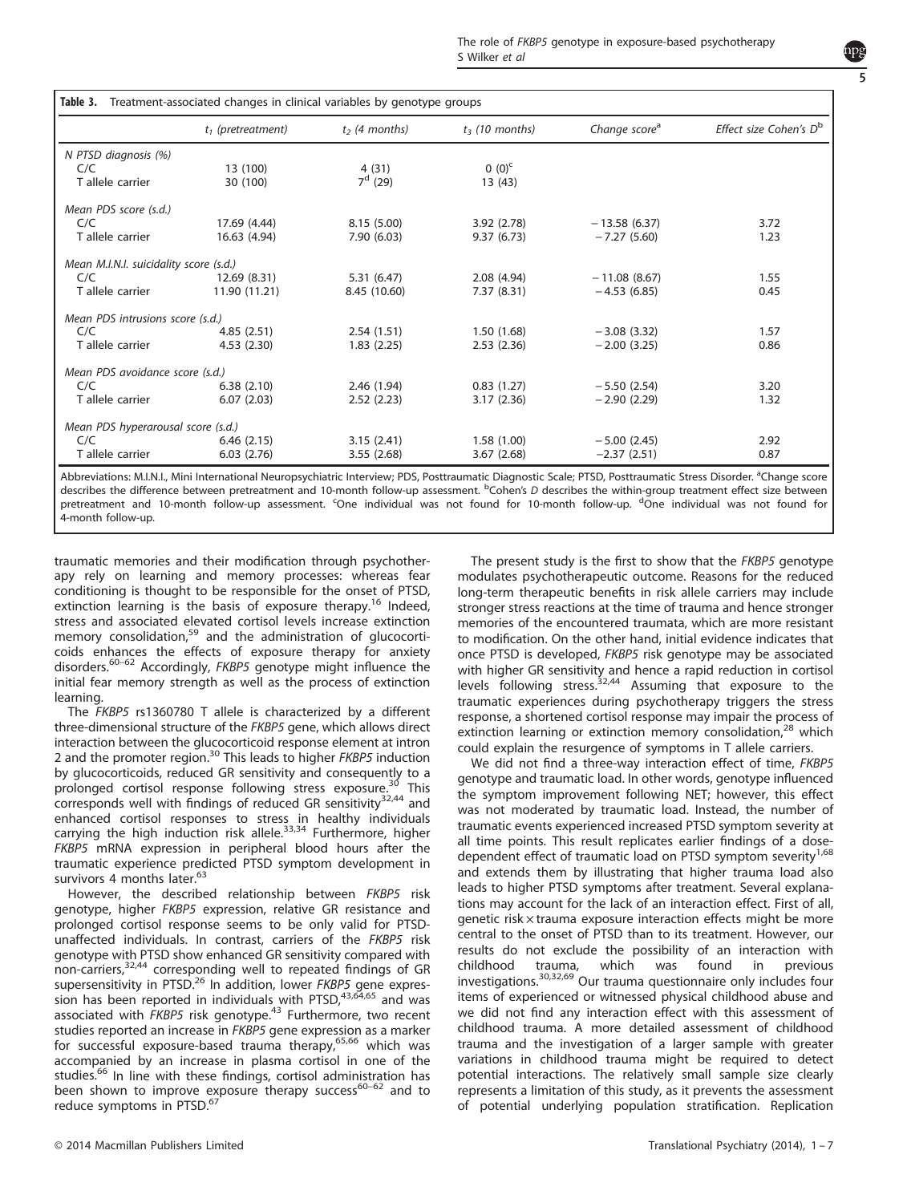**Table 3.** Treatment-associated changes in clinical variables by genotype groups

| | $t_1$ (pretreatment) | $t_2$ (4 months) | $t_3$ (10 months) | Change score[a] | Effect size Cohen's D[b] |
|---|---|---|---|---|---|
| *N PTSD diagnosis (%)* | | | | | |
| C/C | 13 (100) | 4 (31) | 0 (0)[c] | | |
| T allele carrier | 30 (100) | 7[d] (29) | 13 (43) | | |
| *Mean PDS score (s.d.)* | | | | | |
| C/C | 17.69 (4.44) | 8.15 (5.00) | 3.92 (2.78) | −13.58 (6.37) | 3.72 |
| T allele carrier | 16.63 (4.94) | 7.90 (6.03) | 9.37 (6.73) | −7.27 (5.60) | 1.23 |
| *Mean M.I.N.I. suicidality score (s.d.)* | | | | | |
| C/C | 12.69 (8.31) | 5.31 (6.47) | 2.08 (4.94) | −11.08 (8.67) | 1.55 |
| T allele carrier | 11.90 (11.21) | 8.45 (10.60) | 7.37 (8.31) | −4.53 (6.85) | 0.45 |
| *Mean PDS intrusions score (s.d.)* | | | | | |
| C/C | 4.85 (2.51) | 2.54 (1.51) | 1.50 (1.68) | −3.08 (3.32) | 1.57 |
| T allele carrier | 4.53 (2.30) | 1.83 (2.25) | 2.53 (2.36) | −2.00 (3.25) | 0.86 |
| *Mean PDS avoidance score (s.d.)* | | | | | |
| C/C | 6.38 (2.10) | 2.46 (1.94) | 0.83 (1.27) | −5.50 (2.54) | 3.20 |
| T allele carrier | 6.07 (2.03) | 2.52 (2.23) | 3.17 (2.36) | −2.90 (2.29) | 1.32 |
| *Mean PDS hyperarousal score (s.d.)* | | | | | |
| C/C | 6.46 (2.15) | 3.15 (2.41) | 1.58 (1.00) | −5.00 (2.45) | 2.92 |
| T allele carrier | 6.03 (2.76) | 3.55 (2.68) | 3.67 (2.68) | −2.37 (2.51) | 0.87 |

Abbreviations: M.I.N.I., Mini International Neuropsychiatric Interview; PDS, Posttraumatic Diagnostic Scale; PTSD, Posttraumatic Stress Disorder. [a]Change score describes the difference between pretreatment and 10-month follow-up assessment. [b]Cohen's *D* describes the within-group treatment effect size between pretreatment and 10-month follow-up assessment. [c]One individual was not found for 10-month follow-up. [d]One individual was not found for 4-month follow-up.

traumatic memories and their modification through psychotherapy rely on learning and memory processes: whereas fear conditioning is thought to be responsible for the onset of PTSD, extinction learning is the basis of exposure therapy.[16] Indeed, stress and associated elevated cortisol levels increase extinction memory consolidation,[59] and the administration of glucocorticoids enhances the effects of exposure therapy for anxiety disorders.[60–62] Accordingly, *FKBP5* genotype might influence the initial fear memory strength as well as the process of extinction learning.

The *FKBP5* rs1360780 T allele is characterized by a different three-dimensional structure of the *FKBP5* gene, which allows direct interaction between the glucocorticoid response element at intron 2 and the promoter region.[30] This leads to higher *FKBP5* induction by glucocorticoids, reduced GR sensitivity and consequently to a prolonged cortisol response following stress exposure.[30] This corresponds well with findings of reduced GR sensitivity[32,44] and enhanced cortisol responses to stress in healthy individuals carrying the high induction risk allele.[33,34] Furthermore, higher *FKBP5* mRNA expression in peripheral blood hours after the traumatic experience predicted PTSD symptom development in survivors 4 months later.[63]

However, the described relationship between *FKBP5* risk genotype, higher *FKBP5* expression, relative GR resistance and prolonged cortisol response seems to be only valid for PTSD-unaffected individuals. In contrast, carriers of the *FKBP5* risk genotype with PTSD show enhanced GR sensitivity compared with non-carriers,[32,44] corresponding well to repeated findings of GR supersensitivity in PTSD.[26] In addition, lower *FKBP5* gene expression has been reported in individuals with PTSD,[43,64,65] and was associated with *FKBP5* risk genotype.[43] Furthermore, two recent studies reported an increase in *FKBP5* gene expression as a marker for successful exposure-based trauma therapy,[65,66] which was accompanied by an increase in plasma cortisol in one of the studies.[66] In line with these findings, cortisol administration has been shown to improve exposure therapy success[60–62] and to reduce symptoms in PTSD.[67]

The present study is the first to show that the *FKBP5* genotype modulates psychotherapeutic outcome. Reasons for the reduced long-term therapeutic benefits in risk allele carriers may include stronger stress reactions at the time of trauma and hence stronger memories of the encountered traumata, which are more resistant to modification. On the other hand, initial evidence indicates that once PTSD is developed, *FKBP5* risk genotype may be associated with higher GR sensitivity and hence a rapid reduction in cortisol levels following stress.[32,44] Assuming that exposure to the traumatic experiences during psychotherapy triggers the stress response, a shortened cortisol response may impair the process of extinction learning or extinction memory consolidation,[28] which could explain the resurgence of symptoms in T allele carriers.

We did not find a three-way interaction effect of time, *FKBP5* genotype and traumatic load. In other words, genotype influenced the symptom improvement following NET; however, this effect was not moderated by traumatic load. Instead, the number of traumatic events experienced increased PTSD symptom severity at all time points. This result replicates earlier findings of a dose-dependent effect of traumatic load on PTSD symptom severity[1,68] and extends them by illustrating that higher trauma load also leads to higher PTSD symptoms after treatment. Several explanations may account for the lack of an interaction effect. First of all, genetic risk × trauma exposure interaction effects might be more central to the onset of PTSD than to its treatment. However, our results do not exclude the possibility of an interaction with childhood trauma, which was found in previous investigations.[30,32,69] Our trauma questionnaire only includes four items of experienced or witnessed physical childhood abuse and we did not find any interaction effect with this assessment of childhood trauma. A more detailed assessment of childhood trauma and the investigation of a larger sample with greater variations in childhood trauma might be required to detect potential interactions. The relatively small sample size clearly represents a limitation of this study, as it prevents the assessment of potential underlying population stratification. Replication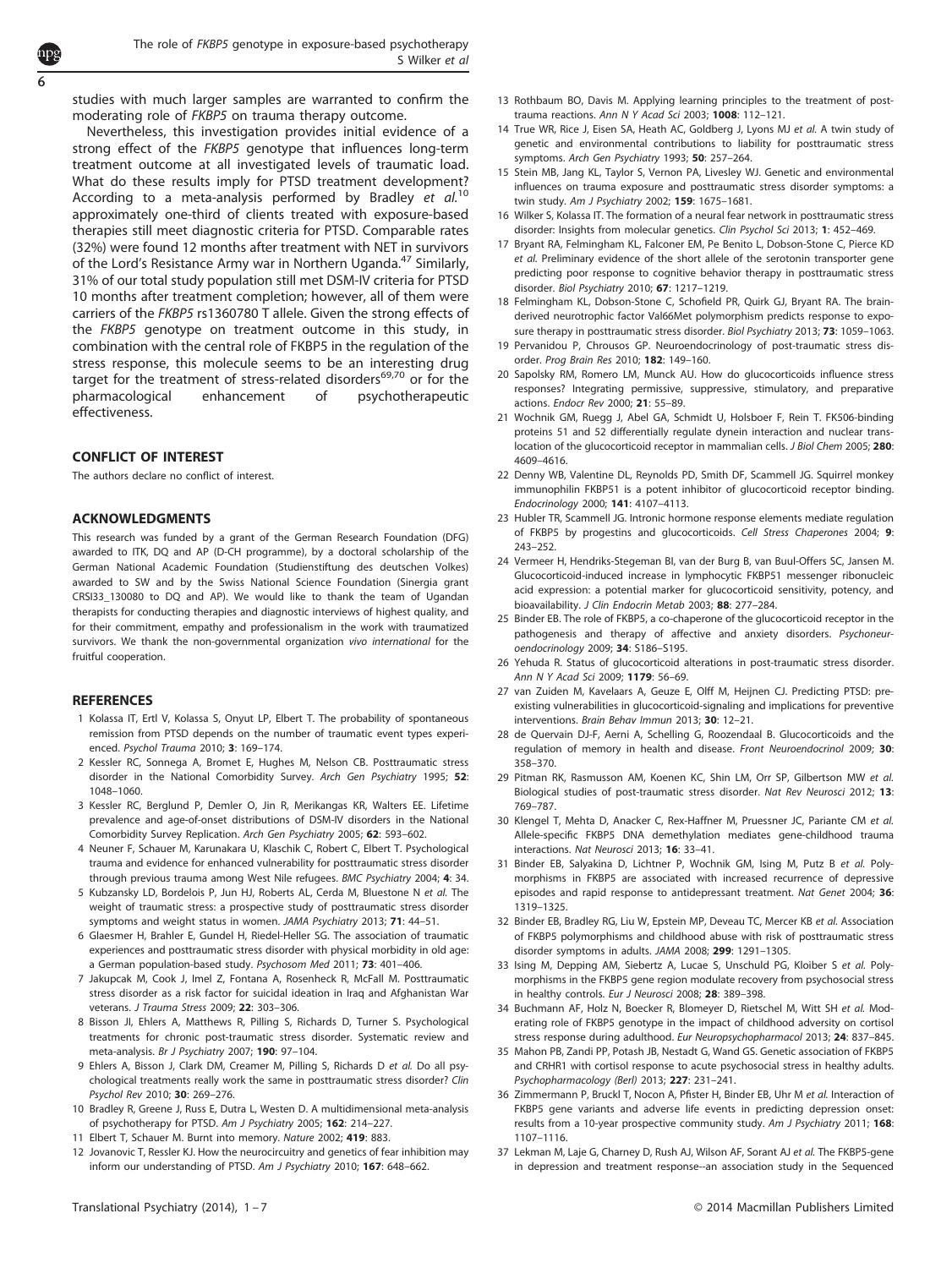studies with much larger samples are warranted to confirm the moderating role of *FKBP5* on trauma therapy outcome.

Nevertheless, this investigation provides initial evidence of a strong effect of the *FKBP5* genotype that influences long-term treatment outcome at all investigated levels of traumatic load. What do these results imply for PTSD treatment development? According to a meta-analysis performed by Bradley *et al.*[10] approximately one-third of clients treated with exposure-based therapies still meet diagnostic criteria for PTSD. Comparable rates (32%) were found 12 months after treatment with NET in survivors of the Lord's Resistance Army war in Northern Uganda.[47] Similarly, 31% of our total study population still met DSM-IV criteria for PTSD 10 months after treatment completion; however, all of them were carriers of the *FKBP5* rs1360780 T allele. Given the strong effects of the *FKBP5* genotype on treatment outcome in this study, in combination with the central role of FKBP5 in the regulation of the stress response, this molecule seems to be an interesting drug target for the treatment of stress-related disorders[69,70] or for the pharmacological enhancement of psychotherapeutic effectiveness.

## CONFLICT OF INTEREST

The authors declare no conflict of interest.

## ACKNOWLEDGMENTS

This research was funded by a grant of the German Research Foundation (DFG) awarded to ITK, DQ and AP (D-CH programme), by a doctoral scholarship of the German National Academic Foundation (Studienstiftung des deutschen Volkes) awarded to SW and by the Swiss National Science Foundation (Sinergia grant CRSI33_130080 to DQ and AP). We would like to thank the team of Ugandan therapists for conducting therapies and diagnostic interviews of highest quality, and for their commitment, empathy and professionalism in the work with traumatized survivors. We thank the non-governmental organization *vivo international* for the fruitful cooperation.

## REFERENCES

1. Kolassa IT, Ertl V, Kolassa S, Onyut LP, Elbert T. The probability of spontaneous remission from PTSD depends on the number of traumatic event types experienced. *Psychol Trauma* 2010; **3**: 169–174.
2. Kessler RC, Sonnega A, Bromet E, Hughes M, Nelson CB. Posttraumatic stress disorder in the National Comorbidity Survey. *Arch Gen Psychiatry* 1995; **52**: 1048–1060.
3. Kessler RC, Berglund P, Demler O, Jin R, Merikangas KR, Walters EE. Lifetime prevalence and age-of-onset distributions of DSM-IV disorders in the National Comorbidity Survey Replication. *Arch Gen Psychiatry* 2005; **62**: 593–602.
4. Neuner F, Schauer M, Karunakara U, Klaschik C, Robert C, Elbert T. Psychological trauma and evidence for enhanced vulnerability for posttraumatic stress disorder through previous trauma among West Nile refugees. *BMC Psychiatry* 2004; **4**: 34.
5. Kubzansky LD, Bordelois P, Jun HJ, Roberts AL, Cerda M, Bluestone N *et al.* The weight of traumatic stress: a prospective study of posttraumatic stress disorder symptoms and weight status in women. *JAMA Psychiatry* 2013; **71**: 44–51.
6. Glaesmer H, Brahler E, Gundel H, Riedel-Heller SG. The association of traumatic experiences and posttraumatic stress disorder with physical morbidity in old age: a German population-based study. *Psychosom Med* 2011; **73**: 401–406.
7. Jakupcak M, Cook J, Imel Z, Fontana A, Rosenheck R, McFall M. Posttraumatic stress disorder as a risk factor for suicidal ideation in Iraq and Afghanistan War veterans. *J Trauma Stress* 2009; **22**: 303–306.
8. Bisson JI, Ehlers A, Matthews R, Pilling S, Richards D, Turner S. Psychological treatments for chronic post-traumatic stress disorder. Systematic review and meta-analysis. *Br J Psychiatry* 2007; **190**: 97–104.
9. Ehlers A, Bisson J, Clark DM, Creamer M, Pilling S, Richards D *et al.* Do all psychological treatments really work the same in posttraumatic stress disorder? *Clin Psychol Rev* 2010; **30**: 269–276.
10. Bradley R, Greene J, Russ E, Dutra L, Westen D. A multidimensional meta-analysis of psychotherapy for PTSD. *Am J Psychiatry* 2005; **162**: 214–227.
11. Elbert T, Schauer M. Burnt into memory. *Nature* 2002; **419**: 883.
12. Jovanovic T, Ressler KJ. How the neurocircuitry and genetics of fear inhibition may inform our understanding of PTSD. *Am J Psychiatry* 2010; **167**: 648–662.
13. Rothbaum BO, Davis M. Applying learning principles to the treatment of post-trauma reactions. *Ann N Y Acad Sci* 2003; **1008**: 112–121.
14. True WR, Rice J, Eisen SA, Heath AC, Goldberg J, Lyons MJ *et al.* A twin study of genetic and environmental contributions to liability for posttraumatic stress symptoms. *Arch Gen Psychiatry* 1993; **50**: 257–264.
15. Stein MB, Jang KL, Taylor S, Vernon PA, Livesley WJ. Genetic and environmental influences on trauma exposure and posttraumatic stress disorder symptoms: a twin study. *Am J Psychiatry* 2002; **159**: 1675–1681.
16. Wilker S, Kolassa IT. The formation of a neural fear network in posttraumatic stress disorder: Insights from molecular genetics. *Clin Psychol Sci* 2013; **1**: 452–469.
17. Bryant RA, Felmingham KL, Falconer EM, Pe Benito L, Dobson-Stone C, Pierce KD *et al.* Preliminary evidence of the short allele of the serotonin transporter gene predicting poor response to cognitive behavior therapy in posttraumatic stress disorder. *Biol Psychiatry* 2010; **67**: 1217–1219.
18. Felmingham KL, Dobson-Stone C, Schofield PR, Quirk GJ, Bryant RA. The brain-derived neurotrophic factor Val66Met polymorphism predicts response to exposure therapy in posttraumatic stress disorder. *Biol Psychiatry* 2013; **73**: 1059–1063.
19. Pervanidou P, Chrousos GP. Neuroendocrinology of post-traumatic stress disorder. *Prog Brain Res* 2010; **182**: 149–160.
20. Sapolsky RM, Romero LM, Munck AU. How do glucocorticoids influence stress responses? Integrating permissive, suppressive, stimulatory, and preparative actions. *Endocr Rev* 2000; **21**: 55–89.
21. Wochnik GM, Ruegg J, Abel GA, Schmidt U, Holsboer F, Rein T. FK506-binding proteins 51 and 52 differentially regulate dynein interaction and nuclear translocation of the glucocorticoid receptor in mammalian cells. *J Biol Chem* 2005; **280**: 4609–4616.
22. Denny WB, Valentine DL, Reynolds PD, Smith DF, Scammell JG. Squirrel monkey immunophilin FKBP51 is a potent inhibitor of glucocorticoid receptor binding. *Endocrinology* 2000; **141**: 4107–4113.
23. Hubler TR, Scammell JG. Intronic hormone response elements mediate regulation of FKBP5 by progestins and glucocorticoids. *Cell Stress Chaperones* 2004; **9**: 243–252.
24. Vermeer H, Hendriks-Stegeman BI, van der Burg B, van Buul-Offers SC, Jansen M. Glucocorticoid-induced increase in lymphocytic FKBP51 messenger ribonucleic acid expression: a potential marker for glucocorticoid sensitivity, potency, and bioavailability. *J Clin Endocrin Metab* 2003; **88**: 277–284.
25. Binder EB. The role of FKBP5, a co-chaperone of the glucocorticoid receptor in the pathogenesis and therapy of affective and anxiety disorders. *Psychoneuroendocrinology* 2009; **34**: S186–S195.
26. Yehuda R. Status of glucocorticoid alterations in post-traumatic stress disorder. *Ann N Y Acad Sci* 2009; **1179**: 56–69.
27. van Zuiden M, Kavelaars A, Geuze E, Olff M, Heijnen CJ. Predicting PTSD: pre-existing vulnerabilities in glucocorticoid-signaling and implications for preventive interventions. *Brain Behav Immun* 2013; **30**: 12–21.
28. de Quervain DJ-F, Aerni A, Schelling G, Roozendaal B. Glucocorticoids and the regulation of memory in health and disease. *Front Neuroendocrinol* 2009; **30**: 358–370.
29. Pitman RK, Rasmusson AM, Koenen KC, Shin LM, Orr SP, Gilbertson MW *et al.* Biological studies of post-traumatic stress disorder. *Nat Rev Neurosci* 2012; **13**: 769–787.
30. Klengel T, Mehta D, Anacker C, Rex-Haffner M, Pruessner JC, Pariante CM *et al.* Allele-specific FKBP5 DNA demethylation mediates gene-childhood trauma interactions. *Nat Neurosci* 2013; **16**: 33–41.
31. Binder EB, Salyakina D, Lichtner P, Wochnik GM, Ising M, Putz B *et al.* Polymorphisms in FKBP5 are associated with increased recurrence of depressive episodes and rapid response to antidepressant treatment. *Nat Genet* 2004; **36**: 1319–1325.
32. Binder EB, Bradley RG, Liu W, Epstein MP, Deveau TC, Mercer KB *et al.* Association of FKBP5 polymorphisms and childhood abuse with risk of posttraumatic stress disorder symptoms in adults. *JAMA* 2008; **299**: 1291–1305.
33. Ising M, Depping AM, Siebertz A, Lucae S, Unschuld PG, Kloiber S *et al.* Polymorphisms in the FKBP5 gene region modulate recovery from psychosocial stress in healthy controls. *Eur J Neurosci* 2008; **28**: 389–398.
34. Buchmann AF, Holz N, Boecker R, Blomeyer D, Rietschel M, Witt SH *et al.* Moderating role of FKBP5 genotype in the impact of childhood adversity on cortisol stress response during adulthood. *Eur Neuropsychopharmacol* 2013; **24**: 837–845.
35. Mahon PB, Zandi PP, Potash JB, Nestadt G, Wand GS. Genetic association of FKBP5 and CRHR1 with cortisol response to acute psychosocial stress in healthy adults. *Psychopharmacology (Berl)* 2013; **227**: 231–241.
36. Zimmermann P, Bruckl T, Nocon A, Pfister H, Binder EB, Uhr M *et al.* Interaction of FKBP5 gene variants and adverse life events in predicting depression onset: results from a 10-year prospective community study. *Am J Psychiatry* 2011; **168**: 1107–1116.
37. Lekman M, Laje G, Charney D, Rush AJ, Wilson AF, Sorant AJ *et al.* The FKBP5-gene in depression and treatment response--an association study in the Sequenced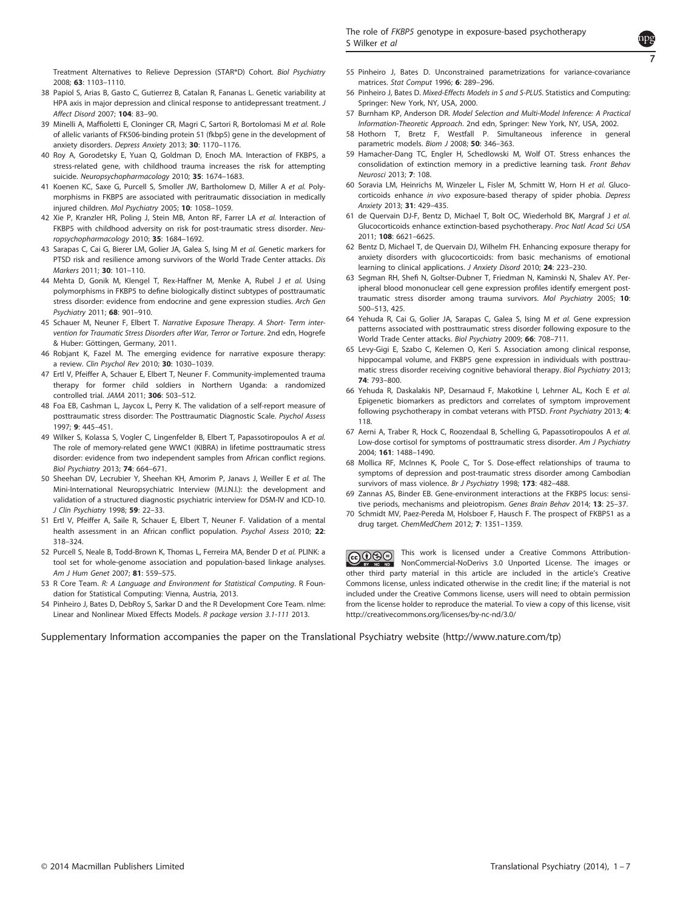Treatment Alternatives to Relieve Depression (STAR*D) Cohort. *Biol Psychiatry* 2008; **63**: 1103–1110.

38 Papiol S, Arias B, Gasto C, Gutierrez B, Catalan R, Fananas L. Genetic variability at HPA axis in major depression and clinical response to antidepressant treatment. *J Affect Disord* 2007; **104**: 83–90.

39 Minelli A, Maffioletti E, Cloninger CR, Magri C, Sartori R, Bortolomasi M *et al.* Role of allelic variants of FK506-binding protein 51 (fkbp5) gene in the development of anxiety disorders. *Depress Anxiety* 2013; **30**: 1170–1176.

40 Roy A, Gorodetsky E, Yuan Q, Goldman D, Enoch MA. Interaction of FKBP5, a stress-related gene, with childhood trauma increases the risk for attempting suicide. *Neuropsychopharmacology* 2010; **35**: 1674–1683.

41 Koenen KC, Saxe G, Purcell S, Smoller JW, Bartholomew D, Miller A *et al.* Polymorphisms in FKBP5 are associated with peritraumatic dissociation in medically injured children. *Mol Psychiatry* 2005; **10**: 1058–1059.

42 Xie P, Kranzler HR, Poling J, Stein MB, Anton RF, Farrer LA *et al.* Interaction of FKBP5 with childhood adversity on risk for post-traumatic stress disorder. *Neuropsychopharmacology* 2010; **35**: 1684–1692.

43 Sarapas C, Cai G, Bierer LM, Golier JA, Galea S, Ising M *et al.* Genetic markers for PTSD risk and resilience among survivors of the World Trade Center attacks. *Dis Markers* 2011; **30**: 101–110.

44 Mehta D, Gonik M, Klengel T, Rex-Haffner M, Menke A, Rubel J *et al.* Using polymorphisms in FKBP5 to define biologically distinct subtypes of posttraumatic stress disorder: evidence from endocrine and gene expression studies. *Arch Gen Psychiatry* 2011; **68**: 901–910.

45 Schauer M, Neuner F, Elbert T. *Narrative Exposure Therapy. A Short- Term intervention for Traumatic Stress Disorders after War, Terror or Torture*. 2nd edn, Hogrefe & Huber: Göttingen, Germany, 2011.

46 Robjant K, Fazel M. The emerging evidence for narrative exposure therapy: a review. *Clin Psychol Rev* 2010; **30**: 1030–1039.

47 Ertl V, Pfeiffer A, Schauer E, Elbert T, Neuner F. Community-implemented trauma therapy for former child soldiers in Northern Uganda: a randomized controlled trial. *JAMA* 2011; **306**: 503–512.

48 Foa EB, Cashman L, Jaycox L, Perry K. The validation of a self-report measure of posttraumatic stress disorder: The Posttraumatic Diagnostic Scale. *Psychol Assess* 1997; **9**: 445–451.

49 Wilker S, Kolassa S, Vogler C, Lingenfelder B, Elbert T, Papassotiropoulos A *et al.* The role of memory-related gene WWC1 (KIBRA) in lifetime posttraumatic stress disorder: evidence from two independent samples from African conflict regions. *Biol Psychiatry* 2013; **74**: 664–671.

50 Sheehan DV, Lecrubier Y, Sheehan KH, Amorim P, Janavs J, Weiller E *et al.* The Mini-International Neuropsychiatric Interview (M.I.N.I.): the development and validation of a structured diagnostic psychiatric interview for DSM-IV and ICD-10. *J Clin Psychiatry* 1998; **59**: 22–33.

51 Ertl V, Pfeiffer A, Saile R, Schauer E, Elbert T, Neuner F. Validation of a mental health assessment in an African conflict population. *Psychol Assess* 2010; **22**: 318–324.

52 Purcell S, Neale B, Todd-Brown K, Thomas L, Ferreira MA, Bender D *et al.* PLINK: a tool set for whole-genome association and population-based linkage analyses. *Am J Hum Genet* 2007; **81**: 559–575.

53 R Core Team. *R: A Language and Environment for Statistical Computing*. R Foundation for Statistical Computing: Vienna, Austria, 2013.

54 Pinheiro J, Bates D, DebRoy S, Sarkar D and the R Development Core Team. nlme: Linear and Nonlinear Mixed Effects Models. *R package version 3.1-111* 2013.

55 Pinheiro J, Bates D. Unconstrained parametrizations for variance-covariance matrices. *Stat Comput* 1996; **6**: 289–296.

56 Pinheiro J, Bates D. *Mixed-Effects Models in S and S-PLUS*. Statistics and Computing: Springer: New York, NY, USA, 2000.

57 Burnham KP, Anderson DR. *Model Selection and Multi-Model Inference: A Practical Information-Theoretic Approach*. 2nd edn, Springer: New York, NY, USA, 2002.

58 Hothorn T, Bretz F, Westfall P. Simultaneous inference in general parametric models. *Biom J* 2008; **50**: 346–363.

59 Hamacher-Dang TC, Engler H, Schedlowski M, Wolf OT. Stress enhances the consolidation of extinction memory in a predictive learning task. *Front Behav Neurosci* 2013; **7**: 108.

60 Soravia LM, Heinrichs M, Winzeler L, Fisler M, Schmitt W, Horn H *et al.* Glucocorticoids enhance *in vivo* exposure-based therapy of spider phobia. *Depress Anxiety* 2013; **31**: 429–435.

61 de Quervain DJ-F, Bentz D, Michael T, Bolt OC, Wiederhold BK, Margraf J *et al.* Glucocorticoids enhance extinction-based psychotherapy. *Proc Natl Acad Sci USA* 2011; **108**: 6621–6625.

62 Bentz D, Michael T, de Quervain DJ, Wilhelm FH. Enhancing exposure therapy for anxiety disorders with glucocorticoids: from basic mechanisms of emotional learning to clinical applications. *J Anxiety Disord* 2010; **24**: 223–230.

63 Segman RH, Shefi N, Goltser-Dubner T, Friedman N, Kaminski N, Shalev AY. Peripheral blood mononuclear cell gene expression profiles identify emergent post-traumatic stress disorder among trauma survivors. *Mol Psychiatry* 2005; **10**: 500–513, 425.

64 Yehuda R, Cai G, Golier JA, Sarapas C, Galea S, Ising M *et al.* Gene expression patterns associated with posttraumatic stress disorder following exposure to the World Trade Center attacks. *Biol Psychiatry* 2009; **66**: 708–711.

65 Levy-Gigi E, Szabo C, Kelemen O, Keri S. Association among clinical response, hippocampal volume, and FKBP5 gene expression in individuals with posttraumatic stress disorder receiving cognitive behavioral therapy. *Biol Psychiatry* 2013; **74**: 793–800.

66 Yehuda R, Daskalakis NP, Desarnaud F, Makotkine I, Lehrner AL, Koch E *et al.* Epigenetic biomarkers as predictors and correlates of symptom improvement following psychotherapy in combat veterans with PTSD. *Front Psychiatry* 2013; **4**: 118.

67 Aerni A, Traber R, Hock C, Roozendaal B, Schelling G, Papassotiropoulos A *et al.* Low-dose cortisol for symptoms of posttraumatic stress disorder. *Am J Psychiatry* 2004; **161**: 1488–1490.

68 Mollica RF, McInnes K, Poole C, Tor S. Dose-effect relationships of trauma to symptoms of depression and post-traumatic stress disorder among Cambodian survivors of mass violence. *Br J Psychiatry* 1998; **173**: 482–488.

69 Zannas AS, Binder EB. Gene-environment interactions at the FKBP5 locus: sensitive periods, mechanisms and pleiotropism. *Genes Brain Behav* 2014; **13**: 25–37.

70 Schmidt MV, Paez-Pereda M, Holsboer F, Hausch F. The prospect of FKBP51 as a drug target. *ChemMedChem* 2012; **7**: 1351–1359.

This work is licensed under a Creative Commons Attribution-NonCommercial-NoDerivs 3.0 Unported License. The images or other third party material in this article are included in the article's Creative Commons license, unless indicated otherwise in the credit line; if the material is not included under the Creative Commons license, users will need to obtain permission from the license holder to reproduce the material. To view a copy of this license, visit http://creativecommons.org/licenses/by-nc-nd/3.0/

Supplementary Information accompanies the paper on the Translational Psychiatry website (http://www.nature.com/tp)